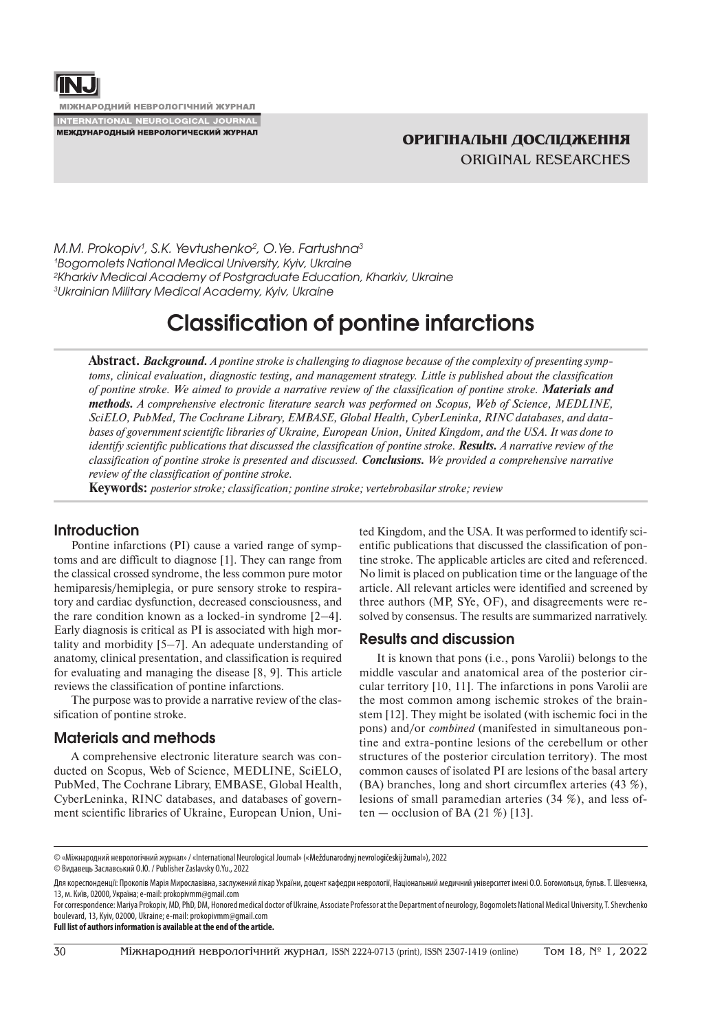ОРИГІНАЛЬНІ ДОСЛІДЖЕННЯ

ORIGINAL RESEARCHES

*M.M. Prokopiv[1], S.K. Yevtushenko[2], O.Ye. Fartushna[3]*

*[1]Bogomolets National Medical University, Kyiv, Ukraine*

*[2]Kharkiv Medical Academy of Postgraduate Education, Kharkiv, Ukraine*

*[3]Ukrainian Military Medical Academy, Kyiv, Ukraine*

# Classification of pontine infarctions

**Abstract.** ***Background.*** *A pontine stroke is challenging to diagnose because of the complexity of presenting symptoms, clinical evaluation, diagnostic testing, and management strategy. Little is published about the classification of pontine stroke. We aimed to provide a narrative review of the classification of pontine stroke.* ***Materials and methods.*** *A comprehensive electronic literature search was performed on Scopus, Web of Science, MEDLINE, SciELO, PubMed, The Cochrane Library, EMBASE, Global Health, CyberLeninka, RINC databases, and databases of government scientific libraries of Ukraine, European Union, United Kingdom, and the USA. It was done to identify scientific publications that discussed the classification of pontine stroke.* ***Results.*** *A narrative review of the classification of pontine stroke is presented and discussed.* ***Conclusions.*** *We provided a comprehensive narrative review of the classification of pontine stroke.*

**Keywords:** *posterior stroke; classification; pontine stroke; vertebrobasilar stroke; review*

## Introduction

Pontine infarctions (PI) cause a varied range of symptoms and are difficult to diagnose [1]. They can range from the classical crossed syndrome, the less common pure motor hemiparesis/hemiplegia, or pure sensory stroke to respiratory and cardiac dysfunction, decreased consciousness, and the rare condition known as a locked-in syndrome [2–4]. Early diagnosis is critical as PI is associated with high mortality and morbidity [5–7]. An adequate understanding of anatomy, clinical presentation, and classification is required for evaluating and managing the disease [8, 9]. This article reviews the classification of pontine infarctions.

The purpose was to provide a narrative review of the classification of pontine stroke.

## Materials and methods

A comprehensive electronic literature search was conducted on Scopus, Web of Science, MEDLINE, SciELO, PubMed, The Cochrane Library, EMBASE, Global Health, CyberLeninka, RINC databases, and databases of government scientific libraries of Ukraine, European Union, United Kingdom, and the USA. It was performed to identify scientific publications that discussed the classification of pontine stroke. The applicable articles are cited and referenced. No limit is placed on publication time or the language of the article. All relevant articles were identified and screened by three authors (MP, SYe, OF), and disagreements were resolved by consensus. The results are summarized narratively.

## Results and discussion

It is known that pons (i.e., pons Varolii) belongs to the middle vascular and anatomical area of the posterior circular territory [10, 11]. The infarctions in pons Varolii are the most common among ischemic strokes of the brainstem [12]. They might be isolated (with ischemic foci in the pons) and/or *combined* (manifested in simultaneous pontine and extra-pontine lesions of the cerebellum or other structures of the posterior circulation territory). The most common causes of isolated PI are lesions of the basal artery (BA) branches, long and short circumflex arteries (43 %), lesions of small paramedian arteries (34 %), and less often — occlusion of BA (21 %) [13].

© «Міжнародний неврологічний журнал» / «International Neurological Journal» («Meždunarodnyj nevrologičeskij žurnal»), 2022

© Видавець Заславський О.Ю. / Publisher Zaslavsky O.Yu., 2022

Для кореспонденції: Прокопів Марія Мирославівна, заслужений лікар України, доцент кафедри неврології, Національний медичний університет імені О.О. Богомольця, бульв. Т. Шевченка, 13, м. Київ, 02000, Україна; e-mail: prokopivmm@gmail.com

For correspondence: Mariya Prokopiv, MD, PhD, DM, Honored medical doctor of Ukraine, Associate Professor at the Department of neurology, Bogomolets National Medical University, T. Shevchenko boulevard, 13, Kyiv, 02000, Ukraine; e-mail: prokopivmm@gmail.com

**Full list of authors information is available at the end of the article.**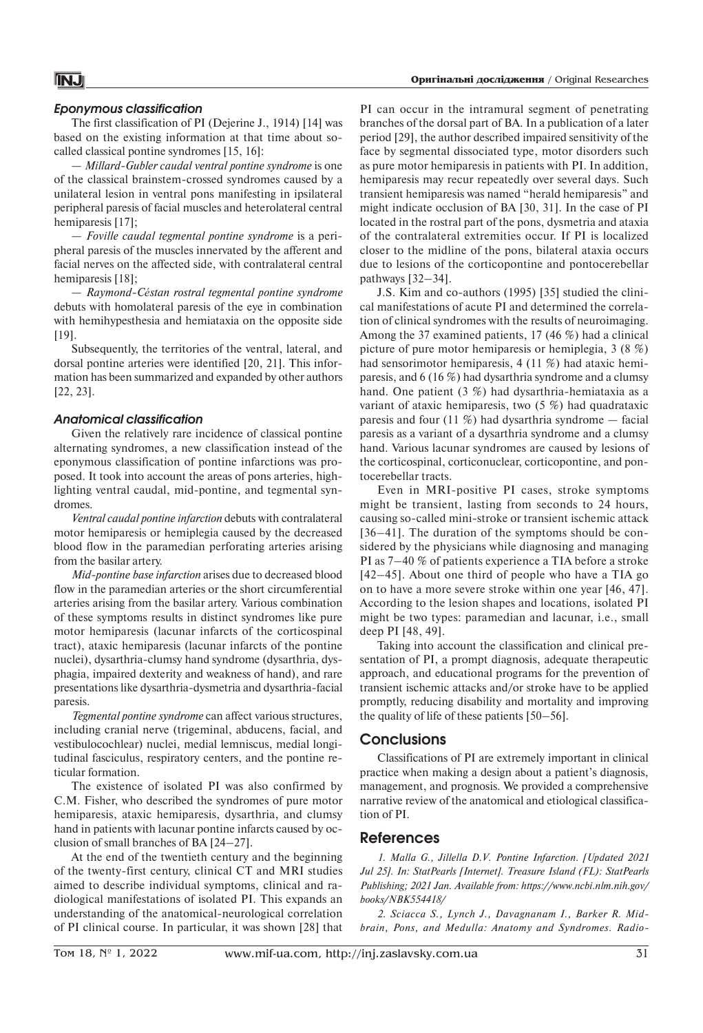### *Eponymous classification*

The first classification of PI (Dejerine J., 1914) [14] was based on the existing information at that time about so-called classical pontine syndromes [15, 16]:

— *Millard-Gubler caudal ventral pontine syndrome* is one of the classical brainstem-crossed syndromes caused by a unilateral lesion in ventral pons manifesting in ipsilateral peripheral paresis of facial muscles and heterolateral central hemiparesis [17];

— *Foville caudal tegmental pontine syndrome* is a peripheral paresis of the muscles innervated by the afferent and facial nerves on the affected side, with contralateral central hemiparesis [18];

— *Raymond-Céstan rostral tegmental pontine syndrome* debuts with homolateral paresis of the eye in combination with hemihypesthesia and hemiataxia on the opposite side [19].

Subsequently, the territories of the ventral, lateral, and dorsal pontine arteries were identified [20, 21]. This information has been summarized and expanded by other authors [22, 23].

### *Anatomical classification*

Given the relatively rare incidence of classical pontine alternating syndromes, a new classification instead of the eponymous classification of pontine infarctions was proposed. It took into account the areas of pons arteries, highlighting ventral caudal, mid-pontine, and tegmental syndromes.

*Ventral caudal pontine infarction* debuts with contralateral motor hemiparesis or hemiplegia caused by the decreased blood flow in the paramedian perforating arteries arising from the basilar artery.

*Mid-pontine base infarction* arises due to decreased blood flow in the paramedian arteries or the short circumferential arteries arising from the basilar artery. Various combination of these symptoms results in distinct syndromes like pure motor hemiparesis (lacunar infarcts of the corticospinal tract), ataxic hemiparesis (lacunar infarcts of the pontine nuclei), dysarthria-clumsy hand syndrome (dysarthria, dysphagia, impaired dexterity and weakness of hand), and rare presentations like dysarthria-dysmetria and dysarthria-facial paresis.

*Tegmental pontine syndrome* can affect various structures, including cranial nerve (trigeminal, abducens, facial, and vestibulocochlear) nuclei, medial lemniscus, medial longitudinal fasciculus, respiratory centers, and the pontine reticular formation.

The existence of isolated PI was also confirmed by C.M. Fisher, who described the syndromes of pure motor hemiparesis, ataxic hemiparesis, dysarthria, and clumsy hand in patients with lacunar pontine infarcts caused by occlusion of small branches of BA [24–27].

At the end of the twentieth century and the beginning of the twenty-first century, clinical CT and MRI studies aimed to describe individual symptoms, clinical and radiological manifestations of isolated PI. This expands an understanding of the anatomical-neurological correlation of PI clinical course. In particular, it was shown [28] that PI can occur in the intramural segment of penetrating branches of the dorsal part of BA. In a publication of a later period [29], the author described impaired sensitivity of the face by segmental dissociated type, motor disorders such as pure motor hemiparesis in patients with PI. In addition, hemiparesis may recur repeatedly over several days. Such transient hemiparesis was named "herald hemiparesis" and might indicate occlusion of BA [30, 31]. In the case of PI located in the rostral part of the pons, dysmetria and ataxia of the contralateral extremities occur. If PI is localized closer to the midline of the pons, bilateral ataxia occurs due to lesions of the corticopontine and pontocerebellar pathways [32–34].

J.S. Kim and co-authors (1995) [35] studied the clinical manifestations of acute PI and determined the correlation of clinical syndromes with the results of neuroimaging. Among the 37 examined patients, 17 (46 %) had a clinical picture of pure motor hemiparesis or hemiplegia, 3 (8 %) had sensorimotor hemiparesis, 4 (11 %) had ataxic hemiparesis, and 6 (16 %) had dysarthria syndrome and a clumsy hand. One patient (3 %) had dysarthria-hemiataxia as a variant of ataxic hemiparesis, two (5 %) had quadrataxic paresis and four (11 %) had dysarthria syndrome — facial paresis as a variant of a dysarthria syndrome and a clumsy hand. Various lacunar syndromes are caused by lesions of the corticospinal, corticonuclear, corticopontine, and pontocerebellar tracts.

Even in MRI-positive PI cases, stroke symptoms might be transient, lasting from seconds to 24 hours, causing so-called mini-stroke or transient ischemic attack [36–41]. The duration of the symptoms should be considered by the physicians while diagnosing and managing PI as 7–40 % of patients experience a TIA before a stroke [42–45]. About one third of people who have a TIA go on to have a more severe stroke within one year [46, 47]. According to the lesion shapes and locations, isolated PI might be two types: paramedian and lacunar, i.e., small deep PI [48, 49].

Taking into account the classification and clinical presentation of PI, a prompt diagnosis, adequate therapeutic approach, and educational programs for the prevention of transient ischemic attacks and/or stroke have to be applied promptly, reducing disability and mortality and improving the quality of life of these patients [50–56].

## Conclusions

Classifications of PI are extremely important in clinical practice when making a design about a patient's diagnosis, management, and prognosis. We provided a comprehensive narrative review of the anatomical and etiological classification of PI.

## References

*1. Malla G., Jillella D.V. Pontine Infarction. [Updated 2021 Jul 25]. In: StatPearls [Internet]. Treasure Island (FL): StatPearls Publishing; 2021 Jan. Available from: https://www.ncbi.nlm.nih.gov/books/NBK554418/*

*2. Sciacca S., Lynch J., Davagnanam I., Barker R. Midbrain, Pons, and Medulla: Anatomy and Syndromes. Radio-*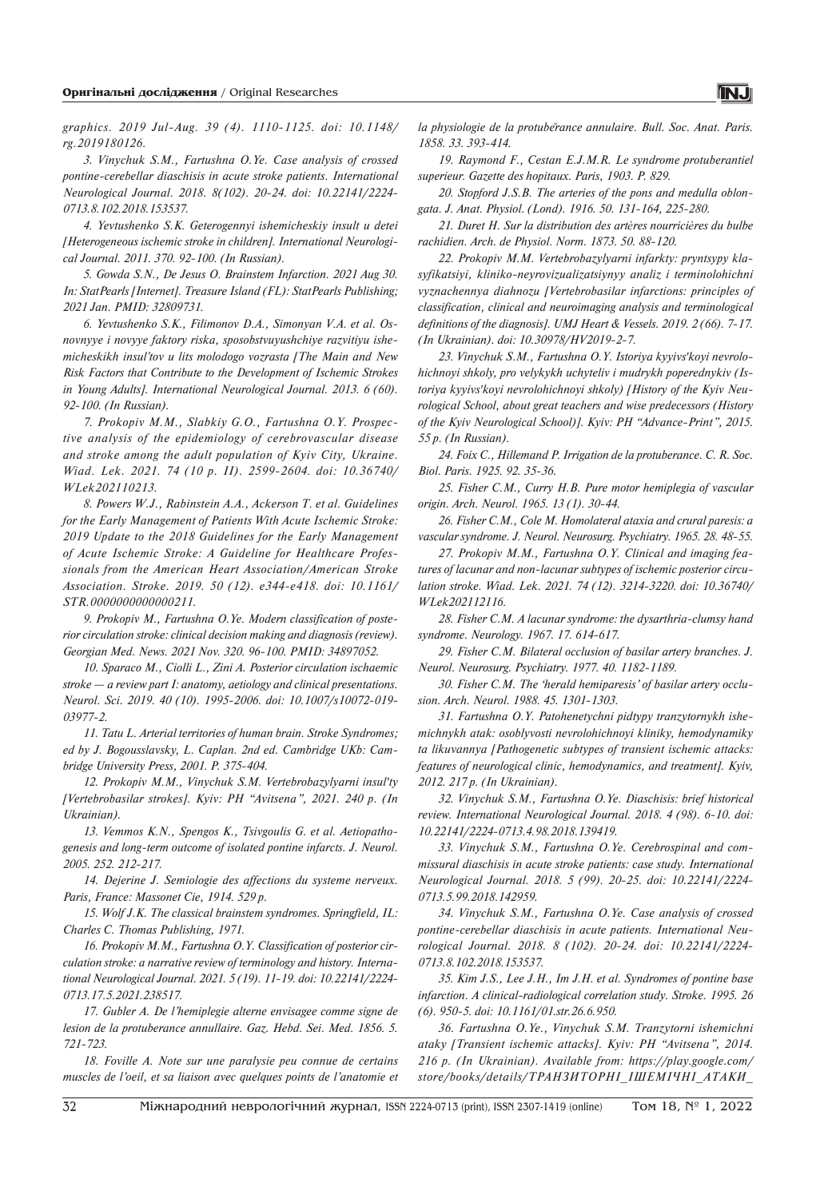*graphics. 2019 Jul-Aug. 39 (4). 1110-1125. doi: 10.1148/rg.2019180126.*

*3. Vinychuk S.M., Fartushna O.Ye. Case analysis of crossed pontine-cerebellar diaschisis in acute stroke patients. International Neurological Journal. 2018. 8(102). 20-24. doi: 10.22141/2224-0713.8.102.2018.153537.*

*4. Yevtushenko S.K. Geterogennyi ishemicheskiy insult u detei [Heterogeneous ischemic stroke in children]. International Neurological Journal. 2011. 370. 92-100. (In Russian).*

*5. Gowda S.N., De Jesus O. Brainstem Infarction. 2021 Aug 30. In: StatPearls [Internet]. Treasure Island (FL): StatPearls Publishing; 2021 Jan. PMID: 32809731.*

*6. Yevtushenko S.K., Filimonov D.A., Simonyan V.A. et al. Osnovnyye i novyye faktory riska, sposobstvuyushchiye razvitiyu ishemicheskikh insul'tov u lits molodogo vozrasta [The Main and New Risk Factors that Contribute to the Development of Ischemic Strokes in Young Adults]. International Neurological Journal. 2013. 6 (60). 92-100. (In Russian).*

*7. Prokopiv M.M., Slabkiy G.O., Fartushna O.Y. Prospective analysis of the epidemiology of cerebrovascular disease and stroke among the adult population of Kyiv City, Ukraine. Wiad. Lek. 2021. 74 (10 p. II). 2599-2604. doi: 10.36740/WLek202110213.*

*8. Powers W.J., Rabinstein A.A., Ackerson T. et al. Guidelines for the Early Management of Patients With Acute Ischemic Stroke: 2019 Update to the 2018 Guidelines for the Early Management of Acute Ischemic Stroke: A Guideline for Healthcare Professionals from the American Heart Association/American Stroke Association. Stroke. 2019. 50 (12). e344-e418. doi: 10.1161/STR.0000000000000211.*

*9. Prokopiv M., Fartushna O.Ye. Modern classification of posterior circulation stroke: clinical decision making and diagnosis (review). Georgian Med. News. 2021 Nov. 320. 96-100. PMID: 34897052.*

*10. Sparaco M., Ciolli L., Zini A. Posterior circulation ischaemic stroke — a review part I: anatomy, aetiology and clinical presentations. Neurol. Sci. 2019. 40 (10). 1995-2006. doi: 10.1007/s10072-019-03977-2.*

*11. Tatu L. Arterial territories of human brain. Stroke Syndromes; ed by J. Bogousslavsky, L. Caplan. 2nd ed. Cambridge UKb: Cambridge University Press, 2001. P. 375-404.*

*12. Prokopiv M.M., Vinychuk S.M. Vertebrobazylyarni insul'ty [Vertebrobasilar strokes]. Kyiv: PH "Avitsena", 2021. 240 p. (In Ukrainian).*

*13. Vemmos K.N., Spengos K., Tsivgoulis G. et al. Aetiopathogenesis and long-term outcome of isolated pontine infarcts. J. Neurol. 2005. 252. 212-217.*

*14. Dejerine J. Semiologie des affections du systeme nerveux. Paris, France: Massonet Cie, 1914. 529 p.*

*15. Wolf J.K. The classical brainstem syndromes. Springfield, IL: Charles C. Thomas Publishing, 1971.*

*16. Prokopiv M.M., Fartushna O.Y. Classification of posterior circulation stroke: a narrative review of terminology and history. International Neurological Journal. 2021. 5 (19). 11-19. doi: 10.22141/2224-0713.17.5.2021.238517.*

*17. Gubler A. De l'hemiplegie alterne envisagee comme signe de lesion de la protuberance annullaire. Gaz. Hebd. Sei. Med. 1856. 5. 721-723.*

*18. Foville A. Note sur une paralysie peu connue de certains muscles de l'oeil, et sa liaison avec quelques points de l'anatomie et la physiologie de la protubéance annulaire. Bull. Soc. Anat. Paris. 1858. 33. 393-414.*

*19. Raymond F., Cestan E.J.M.R. Le syndrome protuberantiel superieur. Gazette des hopitaux. Paris, 1903. P. 829.*

*20. Stopford J.S.B. The arteries of the pons and medulla oblongata. J. Anat. Physiol. (Lond). 1916. 50. 131-164, 225-280.*

*21. Duret H. Sur la distribution des artères nourricières du bulbe rachidien. Arch. de Physiol. Norm. 1873. 50. 88-120.*

*22. Prokopiv M.M. Vertebrobazylyarni infarkty: pryntsypy klasyfikatsiyi, kliniko-neyrovizualizatsiynyy analiz i terminolohichni vyznachennya diahnozu [Vertebrobasilar infarctions: principles of classification, clinical and neuroimaging analysis and terminological definitions of the diagnosis]. UMJ Heart & Vessels. 2019. 2 (66). 7-17. (In Ukrainian). doi: 10.30978/HV2019-2-7.*

*23. Vinychuk S.M., Fartushna O.Y. Istoriya kyyivs'koi nevrolohichnoyi shkoly, pro velykykh uchyteliv i mudrykh poperednykiv (Istoriya kyyivs'koi nevrolohichnoyi shkoly) [History of the Kyiv Neurological School, about great teachers and wise predecessors (History of the Kyiv Neurological School)]. Kyiv: PH "Advance-Print", 2015. 55 p. (In Russian).*

*24. Foix C., Hillemand P. Irrigation de la protuberance. C. R. Soc. Biol. Paris. 1925. 92. 35-36.*

*25. Fisher C.M., Curry H.B. Pure motor hemiplegia of vascular origin. Arch. Neurol. 1965. 13 (1). 30-44.*

*26. Fisher C.M., Cole M. Homolateral ataxia and crural paresis: a vascular syndrome. J. Neurol. Neurosurg. Psychiatry. 1965. 28. 48-55.*

*27. Prokopiv M.M., Fartushna O.Y. Clinical and imaging features of lacunar and non-lacunar subtypes of ischemic posterior circulation stroke. Wiad. Lek. 2021. 74 (12). 3214-3220. doi: 10.36740/WLek202112116.*

*28. Fisher C.M. A lacunar syndrome: the dysarthria-clumsy hand syndrome. Neurology. 1967. 17. 614-617.*

*29. Fisher C.M. Bilateral occlusion of basilar artery branches. J. Neurol. Neurosurg. Psychiatry. 1977. 40. 1182-1189.*

*30. Fisher C.M. The 'herald hemiparesis' of basilar artery occlusion. Arch. Neurol. 1988. 45. 1301-1303.*

*31. Fartushna O.Y. Patohenetychni pidtypy tranzytornykh ishemichnykh atak: osoblyvosti nevrolohichnoyi kliniky, hemodynamiky ta likuvannya [Pathogenetic subtypes of transient ischemic attacks: features of neurological clinic, hemodynamics, and treatment]. Kyiv, 2012. 217 p. (In Ukrainian).*

*32. Vinychuk S.M., Fartushna O.Ye. Diaschisis: brief historical review. International Neurological Journal. 2018. 4 (98). 6-10. doi: 10.22141/2224-0713.4.98.2018.139419.*

*33. Vinychuk S.M., Fartushna O.Ye. Cerebrospinal and commissural diaschisis in acute stroke patients: case study. International Neurological Journal. 2018. 5 (99). 20-25. doi: 10.22141/2224-0713.5.99.2018.142959.*

*34. Vinychuk S.M., Fartushna O.Ye. Case analysis of crossed pontine-cerebellar diaschisis in acute patients. International Neurological Journal. 2018. 8 (102). 20-24. doi: 10.22141/2224-0713.8.102.2018.153537.*

*35. Kim J.S., Lee J.H., Im J.H. et al. Syndromes of pontine base infarction. A clinical-radiological correlation study. Stroke. 1995. 26 (6). 950-5. doi: 10.1161/01.str.26.6.950.*

*36. Fartushna O.Ye., Vinychuk S.M. Tranzytorni ishemichni ataky [Transient ischemic attacks]. Kyiv: PH "Avitsena", 2014. 216 p. (In Ukrainian). Available from: https://play.google.com/store/books/details/ТРАНЗИТОРНІ_ІШЕМІЧНІ_АТАКИ_*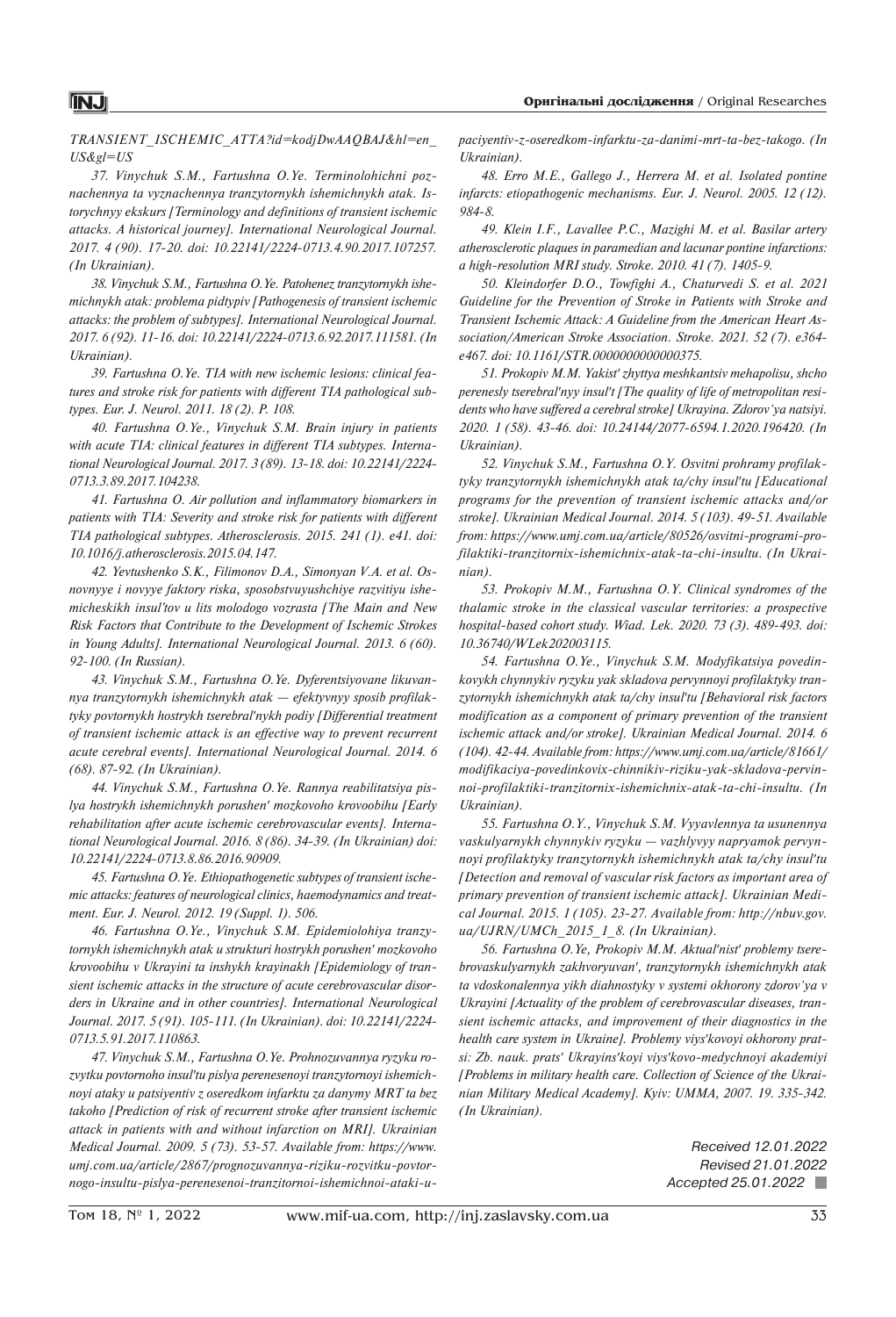*TRANSIENT_ISCHEMIC_ATTA?id=kodjDwAAQBAJ&hl=en_US&gl=US*

*37. Vinychuk S.M., Fartushna O.Ye. Terminolohichni poznachennya ta vyznachennya tranzytornykh ishemichnykh atak. Istorychnyy ekskurs [Terminology and definitions of transient ischemic attacks. A historical journey]. International Neurological Journal. 2017. 4 (90). 17-20. doi: 10.22141/2224-0713.4.90.2017.107257. (In Ukrainian).*

*38. Vinychuk S.M., Fartushna O.Ye. Patohenez tranzytornykh ishemichnykh atak: problema pidtypiv [Pathogenesis of transient ischemic attacks: the problem of subtypes]. International Neurological Journal. 2017. 6 (92). 11-16. doi: 10.22141/2224-0713.6.92.2017.111581. (In Ukrainian).*

*39. Fartushna O.Ye. TIA with new ischemic lesions: clinical features and stroke risk for patients with different TIA pathological subtypes. Eur. J. Neurol. 2011. 18 (2). P. 108.*

*40. Fartushna O.Ye., Vinychuk S.M. Brain injury in patients with acute TIA: clinical features in different TIA subtypes. International Neurological Journal. 2017. 3 (89). 13-18. doi: 10.22141/2224-0713.3.89.2017.104238.*

*41. Fartushna O. Air pollution and inflammatory biomarkers in patients with TIA: Severity and stroke risk for patients with different TIA pathological subtypes. Atherosclerosis. 2015. 241 (1). e41. doi: 10.1016/j.atherosclerosis.2015.04.147.*

*42. Yevtushenko S.K., Filimonov D.A., Simonyan V.A. et al. Osnovnyye i novyye faktory riska, sposobstvuyushchiye razvitiyu ishemicheskikh insul'tov u lits molodogo vozrasta [The Main and New Risk Factors that Contribute to the Development of Ischemic Strokes in Young Adults]. International Neurological Journal. 2013. 6 (60). 92-100. (In Russian).*

*43. Vinychuk S.M., Fartushna O.Ye. Dyferentsiyovane likuvannya tranzytornykh ishemichnykh atak — efektyvnyy sposib profilaktyky povtornykh hostrykh tserebral'nykh podiy [Differential treatment of transient ischemic attack is an effective way to prevent recurrent acute cerebral events]. International Neurological Journal. 2014. 6 (68). 87-92. (In Ukrainian).*

*44. Vinychuk S.M., Fartushna O.Ye. Rannya reabilitatsiya pislya hostrykh ishemichnykh porushen' mozkovoho krovoobihu [Early rehabilitation after acute ischemic cerebrovascular events]. International Neurological Journal. 2016. 8 (86). 34-39. (In Ukrainian) doi: 10.22141/2224-0713.8.86.2016.90909.*

*45. Fartushna O.Ye. Ethiopathogenetic subtypes of transient ischemic attacks: features of neurological clinics, haemodynamics and treatment. Eur. J. Neurol. 2012. 19 (Suppl. 1). 506.*

*46. Fartushna O.Ye., Vinychuk S.M. Epidemiolohiya tranzytornykh ishemichnykh atak u strukturi hostrykh porushen' mozkovoho krovoobihu v Ukrayini ta inshykh krayinakh [Epidemiology of transient ischemic attacks in the structure of acute cerebrovascular disorders in Ukraine and in other countries]. International Neurological Journal. 2017. 5 (91). 105-111. (In Ukrainian). doi: 10.22141/2224-0713.5.91.2017.110863.*

*47. Vinychuk S.M., Fartushna O.Ye. Prohnozuvannya ryzyku rozvytku povtornoho insul'tu pislya perenesenoyi tranzytornoyi ishemichnoyi ataky u patsiyentiv z oseredkom infarktu za danymy MRT ta bez takoho [Prediction of risk of recurrent stroke after transient ischemic attack in patients with and without infarction on MRI]. Ukrainian Medical Journal. 2009. 5 (73). 53-57. Available from: https://www.umj.com.ua/article/2867/prognozuvannya-riziku-rozvitku-povtornogo-insultu-pislya-perenesenoi-tranzitornoi-ishemichnoi-ataki-u-paciyentiv-z-oseredkom-infarktu-za-danimi-mrt-ta-bez-takogo. (In Ukrainian).*

*48. Erro M.E., Gallego J., Herrera M. et al. Isolated pontine infarcts: etiopathogenic mechanisms. Eur. J. Neurol. 2005. 12 (12). 984-8.*

*49. Klein I.F., Lavallee P.C., Mazighi M. et al. Basilar artery atherosclerotic plaques in paramedian and lacunar pontine infarctions: a high-resolution MRI study. Stroke. 2010. 41 (7). 1405-9.*

*50. Kleindorfer D.O., Towfighi A., Chaturvedi S. et al. 2021 Guideline for the Prevention of Stroke in Patients with Stroke and Transient Ischemic Attack: A Guideline from the American Heart Association/American Stroke Association. Stroke. 2021. 52 (7). e364-e467. doi: 10.1161/STR.0000000000000375.*

*51. Prokopiv M.M. Yakist' zhyttya meshkantsiv mehapolisu, shcho perenesly tserebral'nyy insul't [The quality of life of metropolitan residents who have suffered a cerebral stroke] Ukrayina. Zdorov'ya natsiyi. 2020. 1 (58). 43-46. doi: 10.24144/2077-6594.1.2020.196420. (In Ukrainian).*

*52. Vinychuk S.M., Fartushna O.Y. Osvitni prohramy profilaktyky tranzytornykh ishemichnykh atak ta/chy insul'tu [Educational programs for the prevention of transient ischemic attacks and/or stroke]. Ukrainian Medical Journal. 2014. 5 (103). 49-51. Available from: https://www.umj.com.ua/article/80526/osvitni-programi-profilaktiki-tranzitornix-ishemichnix-atak-ta-chi-insultu. (In Ukrainian).*

*53. Prokopiv M.M., Fartushna O.Y. Clinical syndromes of the thalamic stroke in the classical vascular territories: a prospective hospital-based cohort study. Wiad. Lek. 2020. 73 (3). 489-493. doi: 10.36740/WLek202003115.*

*54. Fartushna O.Ye., Vinychuk S.M. Modyfikatsiya povedinkovykh chynnykiv ryzyku yak skladova pervynnoyi profilaktyky tranzytornykh ishemichnykh atak ta/chy insul'tu [Behavioral risk factors modification as a component of primary prevention of the transient ischemic attack and/or stroke]. Ukrainian Medical Journal. 2014. 6 (104). 42-44. Available from: https://www.umj.com.ua/article/81661/modifikaciya-povedinkovix-chinnikiv-riziku-yak-skladova-pervinnoi-profilaktiki-tranzitornix-ishemichnix-atak-ta-chi-insultu. (In Ukrainian).*

*55. Fartushna O.Y., Vinychuk S.M. Vyyavlennya ta usunennya vaskulyarnykh chynnykiv ryzyku — vazhlyvyy napryamok pervynnoyi profilaktyky tranzytornykh ishemichnykh atak ta/chy insul'tu [Detection and removal of vascular risk factors as important area of primary prevention of transient ischemic attack]. Ukrainian Medical Journal. 2015. 1 (105). 23-27. Available from: http://nbuv.gov.ua/UJRN/UMCh_2015_1_8. (In Ukrainian).*

*56. Fartushna O.Ye, Prokopiv M.M. Aktual'nist' problemy tserebrovaskulyarnykh zakhvoryuvan', tranzytornykh ishemichnykh atak ta vdoskonalennya yikh diahnostyky v systemi okhorony zdorov'ya v Ukrayini [Actuality of the problem of cerebrovascular diseases, transient ischemic attacks, and improvement of their diagnostics in the health care system in Ukraine]. Problemy viys'kovoyi okhorony pratsi: Zb. nauk. prats' Ukrayins'koyi viys'kovo-medychnoyi akademiyi [Problems in military health care. Collection of Science of the Ukrainian Military Medical Academy]. Kyiv: UMMA, 2007. 19. 335-342. (In Ukrainian).*

*Received 12.01.2022*
*Revised 21.01.2022*
*Accepted 25.01.2022*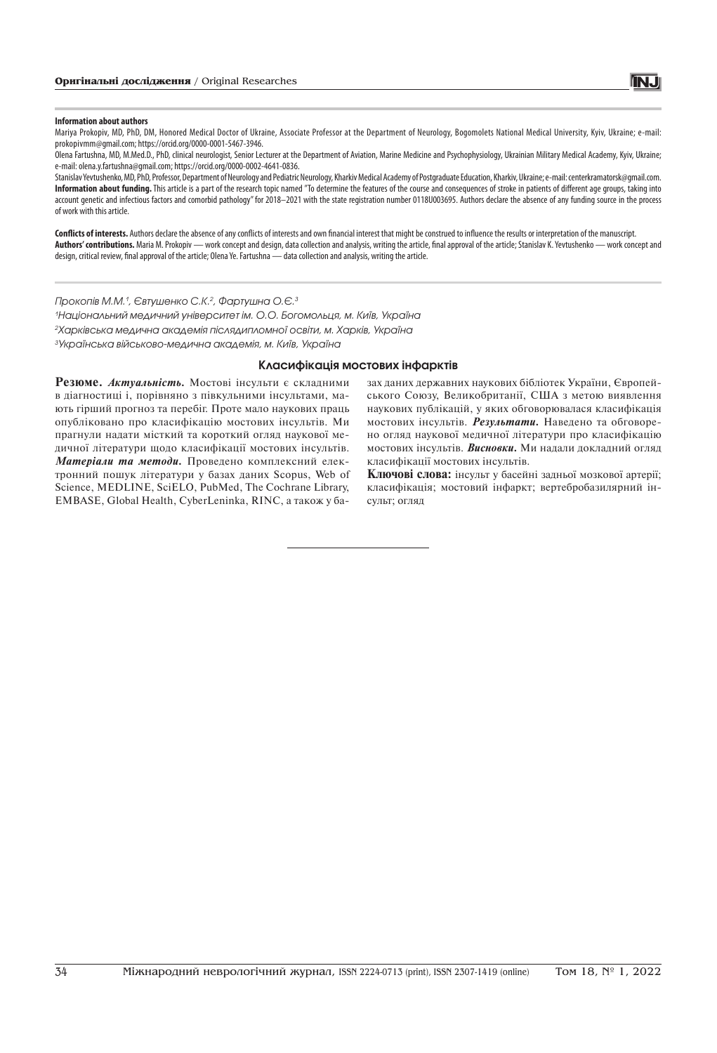**Information about authors**

Mariya Prokopiv, MD, PhD, DM, Honored Medical Doctor of Ukraine, Associate Professor at the Department of Neurology, Bogomolets National Medical University, Kyiv, Ukraine; e-mail: prokopivmm@gmail.com; https://orcid.org/0000-0001-5467-3946.

Olena Fartushna, MD, M.Med.D., PhD, clinical neurologist, Senior Lecturer at the Department of Aviation, Marine Medicine and Psychophysiology, Ukrainian Military Medical Academy, Kyiv, Ukraine; e-mail: olena.y.fartushna@gmail.com; https://orcid.org/0000-0002-4641-0836.

Stanislav Yevtushenko, MD, PhD, Professor, Department of Neurology and Pediatric Neurology, Kharkiv Medical Academy of Postgraduate Education, Kharkiv, Ukraine; e-mail: centerkramatorsk@gmail.com.

**Information about funding.** This article is a part of the research topic named "To determine the features of the course and consequences of stroke in patients of different age groups, taking into account genetic and infectious factors and comorbid pathology" for 2018–2021 with the state registration number 0118U003695. Authors declare the absence of any funding source in the process of work with this article.

**Conflicts of interests.** Authors declare the absence of any conflicts of interests and own financial interest that might be construed to influence the results or interpretation of the manuscript.

**Authors' contributions.** Maria M. Prokopiv — work concept and design, data collection and analysis, writing the article, final approval of the article; Stanislav K. Yevtushenko — work concept and design, critical review, final approval of the article; Olena Ye. Fartushna — data collection and analysis, writing the article.

*Прокопів М.М.[1], Євтушенко С.К.[2], Фартушна О.Є.[3]*

*[1]Національний медичний університет ім. О.О. Богомольця, м. Київ, Україна*

*[2]Харківська медична академія післядипломної освіти, м. Харків, Україна*

*[3]Українська військово-медична академія, м. Київ, Україна*

## Класифікація мостових інфарктів

**Резюме.** ***Актуальність.*** Мостові інсульти є складними в діагностиці і, порівняно з півкульними інсультами, мають гірший прогноз та перебіг. Проте мало наукових праць опубліковано про класифікацію мостових інсультів. Ми прагнули надати місткий та короткий огляд наукової медичної літератури щодо класифікації мостових інсультів. ***Матеріали та методи.*** Проведено комплексний електронний пошук літератури у базах даних Scopus, Web of Science, MEDLINE, SciELO, PubMed, The Cochrane Library, EMBASE, Global Health, CyberLeninka, RINC, а також у базах даних державних наукових бібліотек України, Європейського Союзу, Великобританії, США з метою виявлення наукових публікацій, у яких обговорювалася класифікація мостових інсультів. ***Результати.*** Наведено та обговорено огляд наукової медичної літератури про класифікацію мостових інсультів. ***Висновки.*** Ми надали докладний огляд класифікації мостових інсультів.

**Ключові слова:** інсульт у басейні задньої мозкової артерії; класифікація; мостовий інфаркт; вертебробазилярний інсульт; огляд